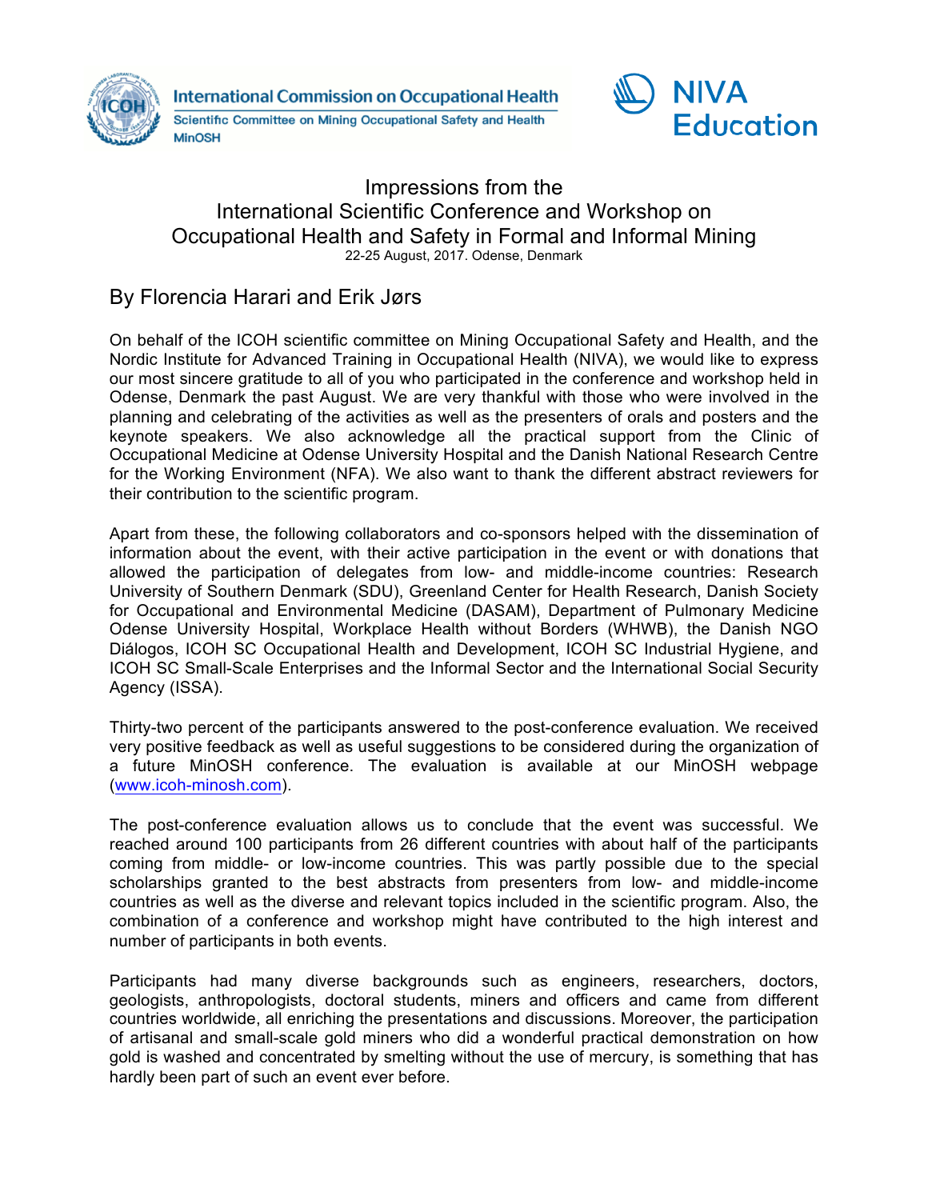International Commission on Occupational Health

Scientific Committee on Mining Occupational Safety and Health

MinOSH

NIVA Education

# Impressions from the International Scientific Conference and Workshop on Occupational Health and Safety in Formal and Informal Mining

22-25 August, 2017. Odense, Denmark

## By Florencia Harari and Erik Jørs

On behalf of the ICOH scientific committee on Mining Occupational Safety and Health, and the Nordic Institute for Advanced Training in Occupational Health (NIVA), we would like to express our most sincere gratitude to all of you who participated in the conference and workshop held in Odense, Denmark the past August. We are very thankful with those who were involved in the planning and celebrating of the activities as well as the presenters of orals and posters and the keynote speakers. We also acknowledge all the practical support from the Clinic of Occupational Medicine at Odense University Hospital and the Danish National Research Centre for the Working Environment (NFA). We also want to thank the different abstract reviewers for their contribution to the scientific program.

Apart from these, the following collaborators and co-sponsors helped with the dissemination of information about the event, with their active participation in the event or with donations that allowed the participation of delegates from low- and middle-income countries: Research University of Southern Denmark (SDU), Greenland Center for Health Research, Danish Society for Occupational and Environmental Medicine (DASAM), Department of Pulmonary Medicine Odense University Hospital, Workplace Health without Borders (WHWB), the Danish NGO Diálogos, ICOH SC Occupational Health and Development, ICOH SC Industrial Hygiene, and ICOH SC Small-Scale Enterprises and the Informal Sector and the International Social Security Agency (ISSA).

Thirty-two percent of the participants answered to the post-conference evaluation. We received very positive feedback as well as useful suggestions to be considered during the organization of a future MinOSH conference. The evaluation is available at our MinOSH webpage (www.icoh-minosh.com).

The post-conference evaluation allows us to conclude that the event was successful. We reached around 100 participants from 26 different countries with about half of the participants coming from middle- or low-income countries. This was partly possible due to the special scholarships granted to the best abstracts from presenters from low- and middle-income countries as well as the diverse and relevant topics included in the scientific program. Also, the combination of a conference and workshop might have contributed to the high interest and number of participants in both events.

Participants had many diverse backgrounds such as engineers, researchers, doctors, geologists, anthropologists, doctoral students, miners and officers and came from different countries worldwide, all enriching the presentations and discussions. Moreover, the participation of artisanal and small-scale gold miners who did a wonderful practical demonstration on how gold is washed and concentrated by smelting without the use of mercury, is something that has hardly been part of such an event ever before.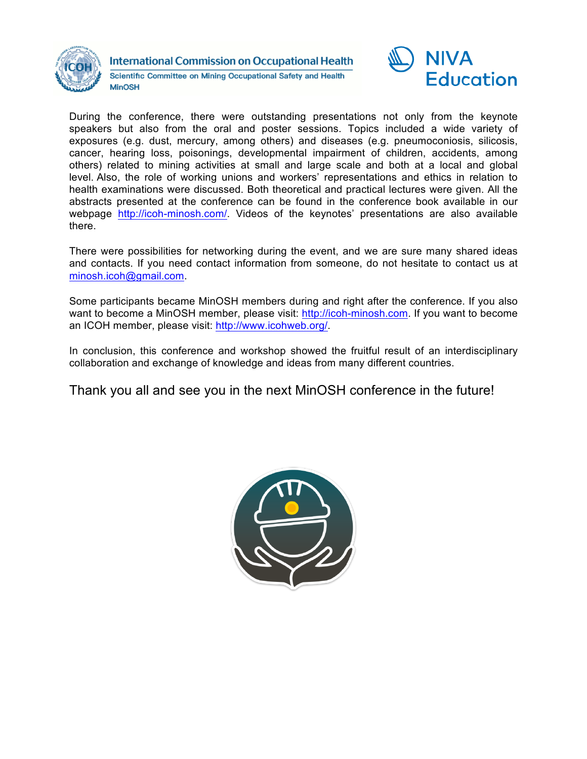During the conference, there were outstanding presentations not only from the keynote speakers but also from the oral and poster sessions. Topics included a wide variety of exposures (e.g. dust, mercury, among others) and diseases (e.g. pneumoconiosis, silicosis, cancer, hearing loss, poisonings, developmental impairment of children, accidents, among others) related to mining activities at small and large scale and both at a local and global level. Also, the role of working unions and workers' representations and ethics in relation to health examinations were discussed. Both theoretical and practical lectures were given. All the abstracts presented at the conference can be found in the conference book available in our webpage http://icoh-minosh.com/. Videos of the keynotes' presentations are also available there.

There were possibilities for networking during the event, and we are sure many shared ideas and contacts. If you need contact information from someone, do not hesitate to contact us at minosh.icoh@gmail.com.

Some participants became MinOSH members during and right after the conference. If you also want to become a MinOSH member, please visit: http://icoh-minosh.com. If you want to become an ICOH member, please visit: http://www.icohweb.org/.

In conclusion, this conference and workshop showed the fruitful result of an interdisciplinary collaboration and exchange of knowledge and ideas from many different countries.

Thank you all and see you in the next MinOSH conference in the future!